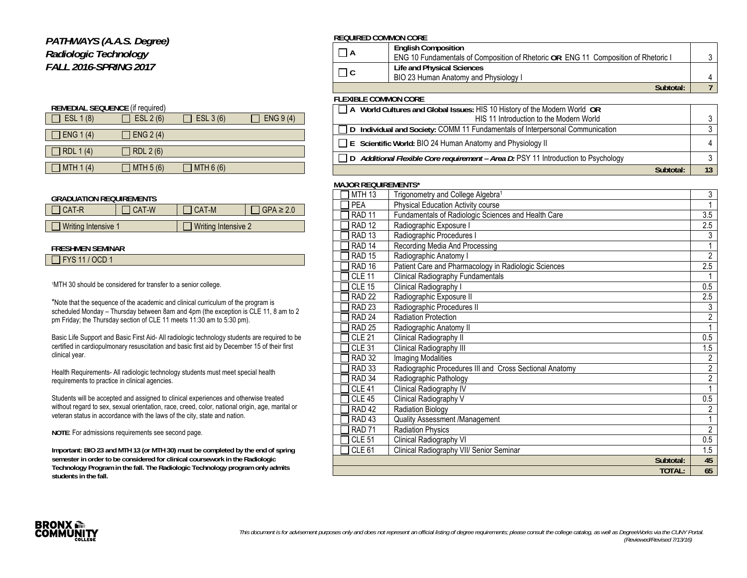# *PATHWAYS (A.A.S. Degree)*
# *Radiologic Technology*
# *FALL 2016-SPRING 2017*

**REMEDIAL SEQUENCE** (if required)

| | | | |
|---|---|---|---|
| ☐ ESL 1 (8) | ☐ ESL 2 (6) | ☐ ESL 3 (6) | ☐ ENG 9 (4) |
| ☐ ENG 1 (4) | ☐ ENG 2 (4) | | |
| ☐ RDL 1 (4) | ☐ RDL 2 (6) | | |
| ☐ MTH 1 (4) | ☐ MTH 5 (6) | ☐ MTH 6 (6) | |

**GRADUATION REQUIREMENTS**

| | | | |
|---|---|---|---|
| ☐ CAT-R | ☐ CAT-W | ☐ CAT-M | ☐ GPA ≥ 2.0 |
| ☐ Writing Intensive 1 | | ☐ Writing Intensive 2 | |

**FRESHMEN SEMINAR**

☐ FYS 11 / OCD 1

[1]MTH 30 should be considered for transfer to a senior college.

*Note that the sequence of the academic and clinical curriculum of the program is scheduled Monday – Thursday between 8am and 4pm (the exception is CLE 11, 8 am to 2 pm Friday; the Thursday section of CLE 11 meets 11:30 am to 5:30 pm).

Basic Life Support and Basic First Aid- All radiologic technology students are required to be certified in cardiopulmonary resuscitation and basic first aid by December 15 of their first clinical year.

Health Requirements- All radiologic technology students must meet special health requirements to practice in clinical agencies.

Students will be accepted and assigned to clinical experiences and otherwise treated without regard to sex, sexual orientation, race, creed, color, national origin, age, marital or veteran status in accordance with the laws of the city, state and nation.

**NOTE**: For admissions requirements see second page.

**Important: BIO 23 and MTH 13 (or MTH 30) must be completed by the end of spring semester in order to be considered for clinical coursework in the Radiologic Technology Program in the fall. The Radiologic Technology program only admits students in the fall.**

**REQUIRED COMMON CORE**

| | | |
|---|---|---|
| ☐ A | **English Composition** ENG 10 Fundamentals of Composition of Rhetoric **OR** ENG 11 Composition of Rhetoric I | 3 |
| ☐ C | **Life and Physical Sciences** BIO 23 Human Anatomy and Physiology I | 4 |
| | **Subtotal:** | **7** |

**FLEXIBLE COMMON CORE**

| | |
|---|---|
| ☐ **A World Cultures and Global Issues:** HIS 10 History of the Modern World **OR** HIS 11 Introduction to the Modern World | 3 |
| ☐ **D Individual and Society:** COMM 11 Fundamentals of Interpersonal Communication | 3 |
| ☐ **E Scientific World:** BIO 24 Human Anatomy and Physiology II | 4 |
| ☐ **D** ***Additional Flexible Core requirement – Area D:*** PSY 11 Introduction to Psychology | 3 |
| **Subtotal:** | **13** |

**MAJOR REQUIREMENTS***

| | | |
|---|---|---|
| ☐ MTH 13 | Trigonometry and College Algebra[1] | 3 |
| ☐ PEA | Physical Education Activity course | 1 |
| ☐ RAD 11 | Fundamentals of Radiologic Sciences and Health Care | 3.5 |
| ☐ RAD 12 | Radiographic Exposure I | 2.5 |
| ☐ RAD 13 | Radiographic Procedures I | 3 |
| ☐ RAD 14 | Recording Media And Processing | 1 |
| ☐ RAD 15 | Radiographic Anatomy I | 2 |
| ☐ RAD 16 | Patient Care and Pharmacology in Radiologic Sciences | 2.5 |
| ☐ CLE 11 | Clinical Radiography Fundamentals | 1 |
| ☐ CLE 15 | Clinical Radiography I | 0.5 |
| ☐ RAD 22 | Radiographic Exposure II | 2.5 |
| ☐ RAD 23 | Radiographic Procedures II | 3 |
| ☐ RAD 24 | Radiation Protection | 2 |
| ☐ RAD 25 | Radiographic Anatomy II | 1 |
| ☐ CLE 21 | Clinical Radiography II | 0.5 |
| ☐ CLE 31 | Clinical Radiography III | 1.5 |
| ☐ RAD 32 | Imaging Modalities | 2 |
| ☐ RAD 33 | Radiographic Procedures III and Cross Sectional Anatomy | 2 |
| ☐ RAD 34 | Radiographic Pathology | 2 |
| ☐ CLE 41 | Clinical Radiography IV | 1 |
| ☐ CLE 45 | Clinical Radiography V | 0.5 |
| ☐ RAD 42 | Radiation Biology | 2 |
| ☐ RAD 43 | Quality Assessment /Management | 1 |
| ☐ RAD 71 | Radiation Physics | 2 |
| ☐ CLE 51 | Clinical Radiography VI | 0.5 |
| ☐ CLE 61 | Clinical Radiography VII/ Senior Seminar | 1.5 |
| | **Subtotal:** | **45** |
| | **TOTAL:** | **65** |

*This document is for advisement purposes only and does not represent an official listing of degree requirements; please consult the college catalog, as well as DegreeWorks via the CUNY Portal. (Reviewed/Revised 7/13/16)*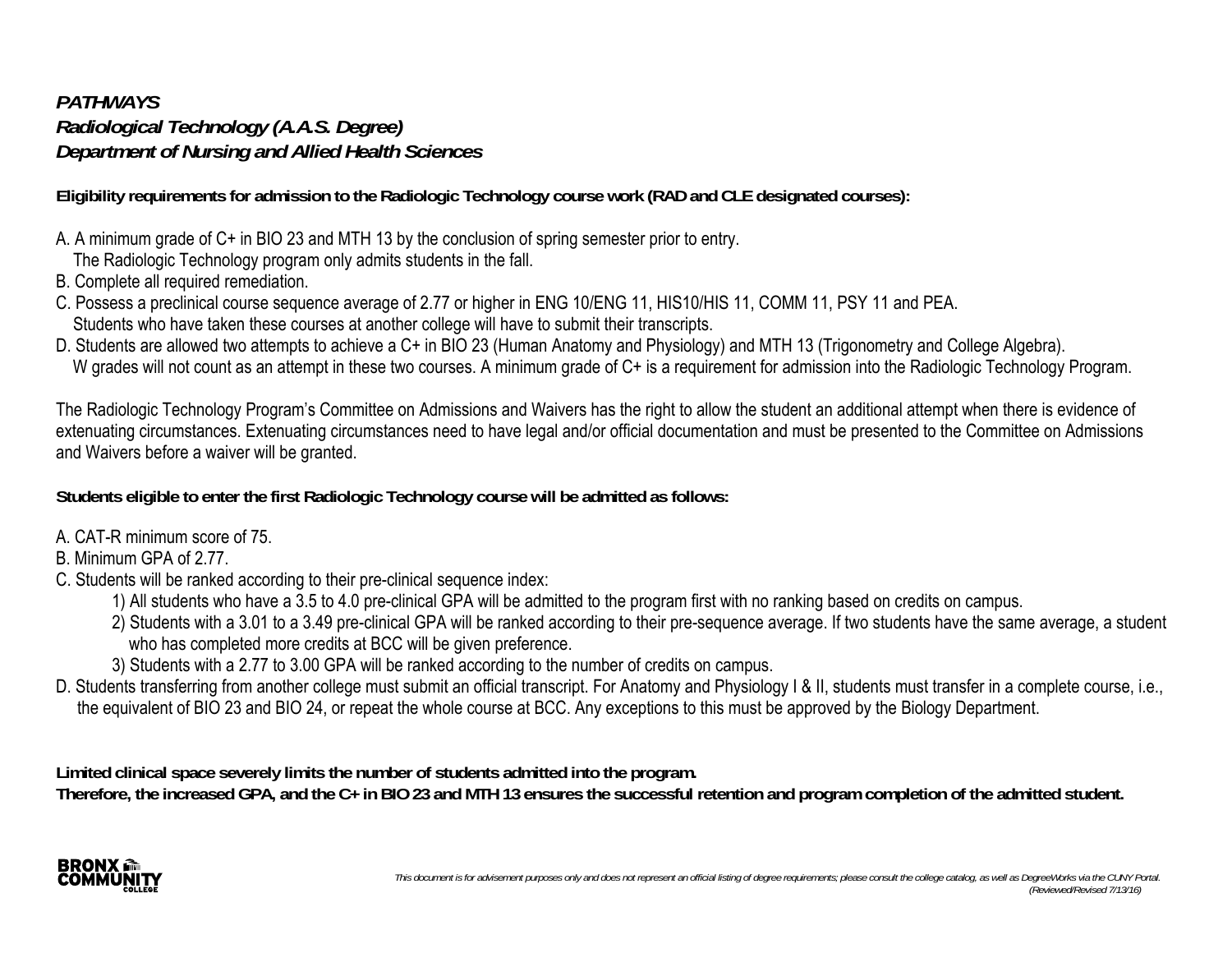***PATHWAYS***
***Radiological Technology (A.A.S. Degree)***
***Department of Nursing and Allied Health Sciences***

**Eligibility requirements for admission to the Radiologic Technology course work (RAD and CLE designated courses):**

A. A minimum grade of C+ in BIO 23 and MTH 13 by the conclusion of spring semester prior to entry.
The Radiologic Technology program only admits students in the fall.
B. Complete all required remediation.
C. Possess a preclinical course sequence average of 2.77 or higher in ENG 10/ENG 11, HIS10/HIS 11, COMM 11, PSY 11 and PEA.
Students who have taken these courses at another college will have to submit their transcripts.
D. Students are allowed two attempts to achieve a C+ in BIO 23 (Human Anatomy and Physiology) and MTH 13 (Trigonometry and College Algebra).
W grades will not count as an attempt in these two courses. A minimum grade of C+ is a requirement for admission into the Radiologic Technology Program.

The Radiologic Technology Program's Committee on Admissions and Waivers has the right to allow the student an additional attempt when there is evidence of extenuating circumstances. Extenuating circumstances need to have legal and/or official documentation and must be presented to the Committee on Admissions and Waivers before a waiver will be granted.

**Students eligible to enter the first Radiologic Technology course will be admitted as follows:**

A. CAT-R minimum score of 75.
B. Minimum GPA of 2.77.
C. Students will be ranked according to their pre-clinical sequence index:
1) All students who have a 3.5 to 4.0 pre-clinical GPA will be admitted to the program first with no ranking based on credits on campus.
2) Students with a 3.01 to a 3.49 pre-clinical GPA will be ranked according to their pre-sequence average. If two students have the same average, a student who has completed more credits at BCC will be given preference.
3) Students with a 2.77 to 3.00 GPA will be ranked according to the number of credits on campus.
D. Students transferring from another college must submit an official transcript. For Anatomy and Physiology I & II, students must transfer in a complete course, i.e., the equivalent of BIO 23 and BIO 24, or repeat the whole course at BCC. Any exceptions to this must be approved by the Biology Department.

**Limited clinical space severely limits the number of students admitted into the program.**
**Therefore, the increased GPA, and the C+ in BIO 23 and MTH 13 ensures the successful retention and program completion of the admitted student.**

BRONX COMMUNITY COLLEGE

*This document is for advisement purposes only and does not represent an official listing of degree requirements; please consult the college catalog, as well as DegreeWorks via the CUNY Portal.*
*(Reviewed/Revised 7/13/16)*